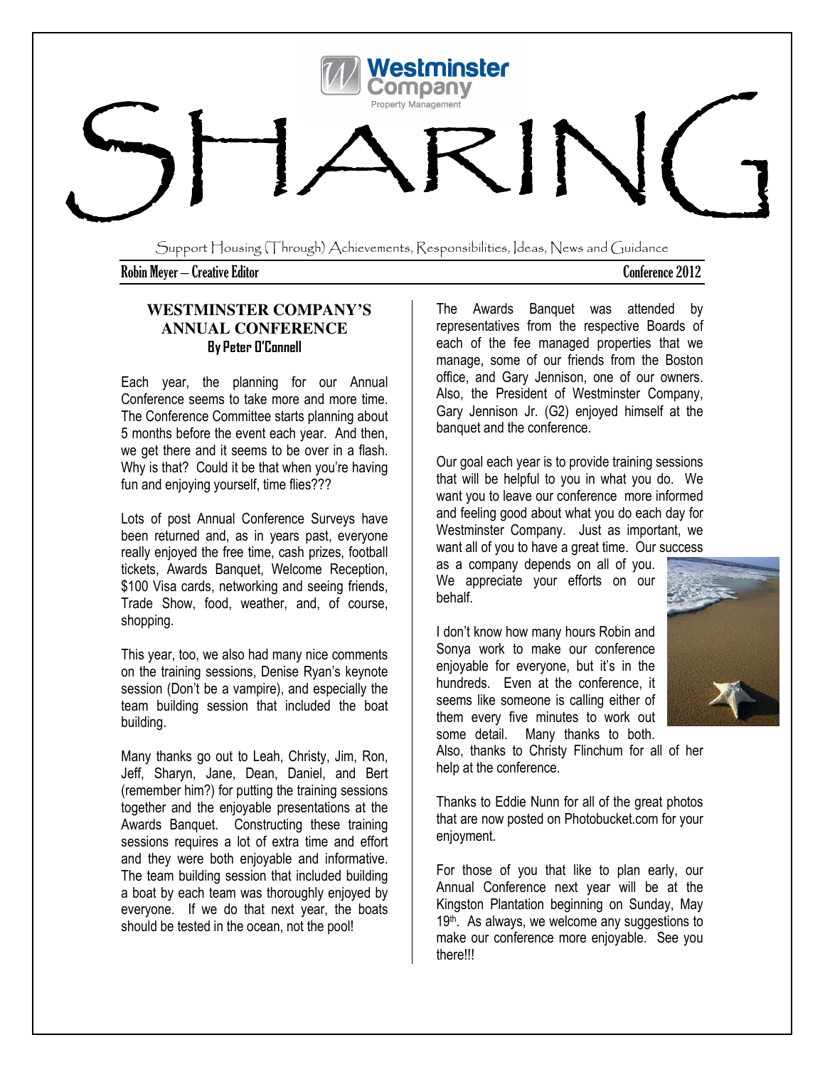Westminster Company
Property Management

# SHARING

Support Housing (Through) Achievements, Responsibilities, Ideas, News and Guidance

**Robin Meyer – Creative Editor** **Conference 2012**

## WESTMINSTER COMPANY'S ANNUAL CONFERENCE

**By Peter O'Connell**

Each year, the planning for our Annual Conference seems to take more and more time. The Conference Committee starts planning about 5 months before the event each year. And then, we get there and it seems to be over in a flash. Why is that? Could it be that when you're having fun and enjoying yourself, time flies???

Lots of post Annual Conference Surveys have been returned and, as in years past, everyone really enjoyed the free time, cash prizes, football tickets, Awards Banquet, Welcome Reception, $100 Visa cards, networking and seeing friends, Trade Show, food, weather, and, of course, shopping.

This year, too, we also had many nice comments on the training sessions, Denise Ryan's keynote session (Don't be a vampire), and especially the team building session that included the boat building.

Many thanks go out to Leah, Christy, Jim, Ron, Jeff, Sharyn, Jane, Dean, Daniel, and Bert (remember him?) for putting the training sessions together and the enjoyable presentations at the Awards Banquet. Constructing these training sessions requires a lot of extra time and effort and they were both enjoyable and informative. The team building session that included building a boat by each team was thoroughly enjoyed by everyone. If we do that next year, the boats should be tested in the ocean, not the pool!

The Awards Banquet was attended by representatives from the respective Boards of each of the fee managed properties that we manage, some of our friends from the Boston office, and Gary Jennison, one of our owners. Also, the President of Westminster Company, Gary Jennison Jr. (G2) enjoyed himself at the banquet and the conference.

Our goal each year is to provide training sessions that will be helpful to you in what you do. We want you to leave our conference more informed and feeling good about what you do each day for Westminster Company. Just as important, we want all of you to have a great time. Our success as a company depends on all of you. We appreciate your efforts on our behalf.

I don't know how many hours Robin and Sonya work to make our conference enjoyable for everyone, but it's in the hundreds. Even at the conference, it seems like someone is calling either of them every five minutes to work out some detail. Many thanks to both. Also, thanks to Christy Flinchum for all of her help at the conference.

Thanks to Eddie Nunn for all of the great photos that are now posted on Photobucket.com for your enjoyment.

For those of you that like to plan early, our Annual Conference next year will be at the Kingston Plantation beginning on Sunday, May 19th. As always, we welcome any suggestions to make our conference more enjoyable. See you there!!!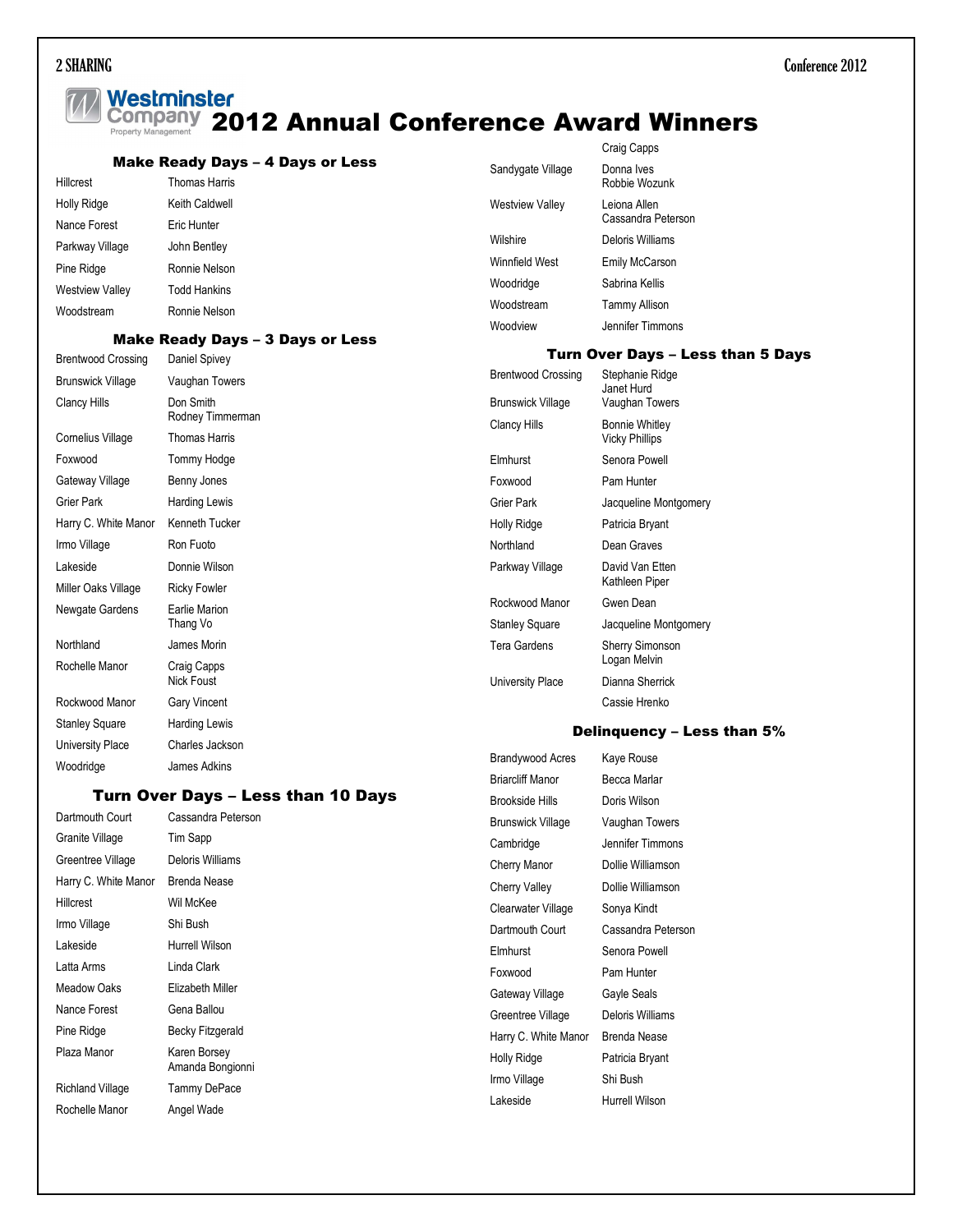# 2012 Annual Conference Award Winners

## Make Ready Days – 4 Days or Less

| Property | Name |
|---|---|
| Hillcrest | Thomas Harris |
| Holly Ridge | Keith Caldwell |
| Nance Forest | Eric Hunter |
| Parkway Village | John Bentley |
| Pine Ridge | Ronnie Nelson |
| Westview Valley | Todd Hankins |
| Woodstream | Ronnie Nelson |

## Make Ready Days – 3 Days or Less

| Property | Name |
|---|---|
| Brentwood Crossing | Daniel Spivey |
| Brunswick Village | Vaughan Towers |
| Clancy Hills | Don Smith<br>Rodney Timmerman |
| Cornelius Village | Thomas Harris |
| Foxwood | Tommy Hodge |
| Gateway Village | Benny Jones |
| Grier Park | Harding Lewis |
| Harry C. White Manor | Kenneth Tucker |
| Irmo Village | Ron Fuoto |
| Lakeside | Donnie Wilson |
| Miller Oaks Village | Ricky Fowler |
| Newgate Gardens | Earlie Marion<br>Thang Vo |
| Northland | James Morin |
| Rochelle Manor | Craig Capps<br>Nick Foust |
| Rockwood Manor | Gary Vincent |
| Stanley Square | Harding Lewis |
| University Place | Charles Jackson |
| Woodridge | James Adkins |

## Turn Over Days – Less than 10 Days

| Property | Name |
|---|---|
| Dartmouth Court | Cassandra Peterson |
| Granite Village | Tim Sapp |
| Greentree Village | Deloris Williams |
| Harry C. White Manor | Brenda Nease |
| Hillcrest | Wil McKee |
| Irmo Village | Shi Bush |
| Lakeside | Hurrell Wilson |
| Latta Arms | Linda Clark |
| Meadow Oaks | Elizabeth Miller |
| Nance Forest | Gena Ballou |
| Pine Ridge | Becky Fitzgerald |
| Plaza Manor | Karen Borsey<br>Amanda Bongionni |
| Richland Village | Tammy DePace |
| Rochelle Manor | Angel Wade<br>Craig Capps |
| Sandygate Village | Donna Ives<br>Robbie Wozunk |
| Westview Valley | Leiona Allen<br>Cassandra Peterson |
| Wilshire | Deloris Williams |
| Winnfield West | Emily McCarson |
| Woodridge | Sabrina Kellis |
| Woodstream | Tammy Allison |
| Woodview | Jennifer Timmons |

## Turn Over Days – Less than 5 Days

| Property | Name |
|---|---|
| Brentwood Crossing | Stephanie Ridge<br>Janet Hurd |
| Brunswick Village | Vaughan Towers |
| Clancy Hills | Bonnie Whitley<br>Vicky Phillips |
| Elmhurst | Senora Powell |
| Foxwood | Pam Hunter |
| Grier Park | Jacqueline Montgomery |
| Holly Ridge | Patricia Bryant |
| Northland | Dean Graves |
| Parkway Village | David Van Etten<br>Kathleen Piper |
| Rockwood Manor | Gwen Dean |
| Stanley Square | Jacqueline Montgomery |
| Tera Gardens | Sherry Simonson<br>Logan Melvin |
| University Place | Dianna Sherrick<br>Cassie Hrenko |

## Delinquency – Less than 5%

| Property | Name |
|---|---|
| Brandywood Acres | Kaye Rouse |
| Briarcliff Manor | Becca Marlar |
| Brookside Hills | Doris Wilson |
| Brunswick Village | Vaughan Towers |
| Cambridge | Jennifer Timmons |
| Cherry Manor | Dollie Williamson |
| Cherry Valley | Dollie Williamson |
| Clearwater Village | Sonya Kindt |
| Dartmouth Court | Cassandra Peterson |
| Elmhurst | Senora Powell |
| Foxwood | Pam Hunter |
| Gateway Village | Gayle Seals |
| Greentree Village | Deloris Williams |
| Harry C. White Manor | Brenda Nease |
| Holly Ridge | Patricia Bryant |
| Irmo Village | Shi Bush |
| Lakeside | Hurrell Wilson |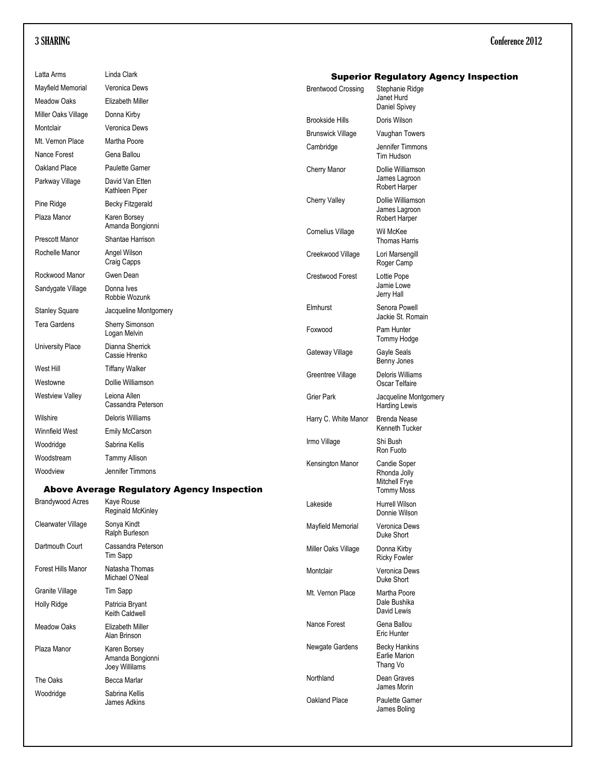| | |
|---|---|
| Latta Arms | Linda Clark |
| Mayfield Memorial | Veronica Dews |
| Meadow Oaks | Elizabeth Miller |
| Miller Oaks Village | Donna Kirby |
| Montclair | Veronica Dews |
| Mt. Vernon Place | Martha Poore |
| Nance Forest | Gena Ballou |
| Oakland Place | Paulette Garner |
| Parkway Village | David Van Etten<br>Kathleen Piper |
| Pine Ridge | Becky Fitzgerald |
| Plaza Manor | Karen Borsey<br>Amanda Bongionni |
| Prescott Manor | Shantae Harrison |
| Rochelle Manor | Angel Wilson<br>Craig Capps |
| Rockwood Manor | Gwen Dean |
| Sandygate Village | Donna Ives<br>Robbie Wozunk |
| Stanley Square | Jacqueline Montgomery |
| Tera Gardens | Sherry Simonson<br>Logan Melvin |
| University Place | Dianna Sherrick<br>Cassie Hrenko |
| West Hill | Tiffany Walker |
| Westowne | Dollie Williamson |
| Westview Valley | Leiona Allen<br>Cassandra Peterson |
| Wilshire | Deloris Williams |
| Winnfield West | Emily McCarson |
| Woodridge | Sabrina Kellis |
| Woodstream | Tammy Allison |
| Woodview | Jennifer Timmons |

## Above Average Regulatory Agency Inspection

| | |
|---|---|
| Brandywood Acres | Kaye Rouse<br>Reginald McKinley |
| Clearwater Village | Sonya Kindt<br>Ralph Burleson |
| Dartmouth Court | Cassandra Peterson<br>Tim Sapp |
| Forest Hills Manor | Natasha Thomas<br>Michael O'Neal |
| Granite Village | Tim Sapp |
| Holly Ridge | Patricia Bryant<br>Keith Caldwell |
| Meadow Oaks | Elizabeth Miller<br>Alan Brinson |
| Plaza Manor | Karen Borsey<br>Amanda Bongionni<br>Joey Willilams |
| The Oaks | Becca Marlar |
| Woodridge | Sabrina Kellis<br>James Adkins |

## Superior Regulatory Agency Inspection

| | |
|---|---|
| Brentwood Crossing | Stephanie Ridge<br>Janet Hurd<br>Daniel Spivey |
| Brookside Hills | Doris Wilson |
| Brunswick Village | Vaughan Towers |
| Cambridge | Jennifer Timmons<br>Tim Hudson |
| Cherry Manor | Dollie Williamson<br>James Lagroon<br>Robert Harper |
| Cherry Valley | Dollie Williamson<br>James Lagroon<br>Robert Harper |
| Cornelius Village | Wil McKee<br>Thomas Harris |
| Creekwood Village | Lori Marsengill<br>Roger Camp |
| Crestwood Forest | Lottie Pope<br>Jamie Lowe<br>Jerry Hall |
| Elmhurst | Senora Powell<br>Jackie St. Romain |
| Foxwood | Pam Hunter<br>Tommy Hodge |
| Gateway Village | Gayle Seals<br>Benny Jones |
| Greentree Village | Deloris Williams<br>Oscar Telfaire |
| Grier Park | Jacqueline Montgomery<br>Harding Lewis |
| Harry C. White Manor | Brenda Nease<br>Kenneth Tucker |
| Irmo Village | Shi Bush<br>Ron Fuoto |
| Kensington Manor | Candie Soper<br>Rhonda Jolly<br>Mitchell Frye<br>Tommy Moss |
| Lakeside | Hurrell Wilson<br>Donnie Wilson |
| Mayfield Memorial | Veronica Dews<br>Duke Short |
| Miller Oaks Village | Donna Kirby<br>Ricky Fowler |
| Montclair | Veronica Dews<br>Duke Short |
| Mt. Vernon Place | Martha Poore<br>Dale Bushika<br>David Lewis |
| Nance Forest | Gena Ballou<br>Eric Hunter |
| Newgate Gardens | Becky Hankins<br>Earlie Marion<br>Thang Vo |
| Northland | Dean Graves<br>James Morin |
| Oakland Place | Paulette Garner<br>James Boling |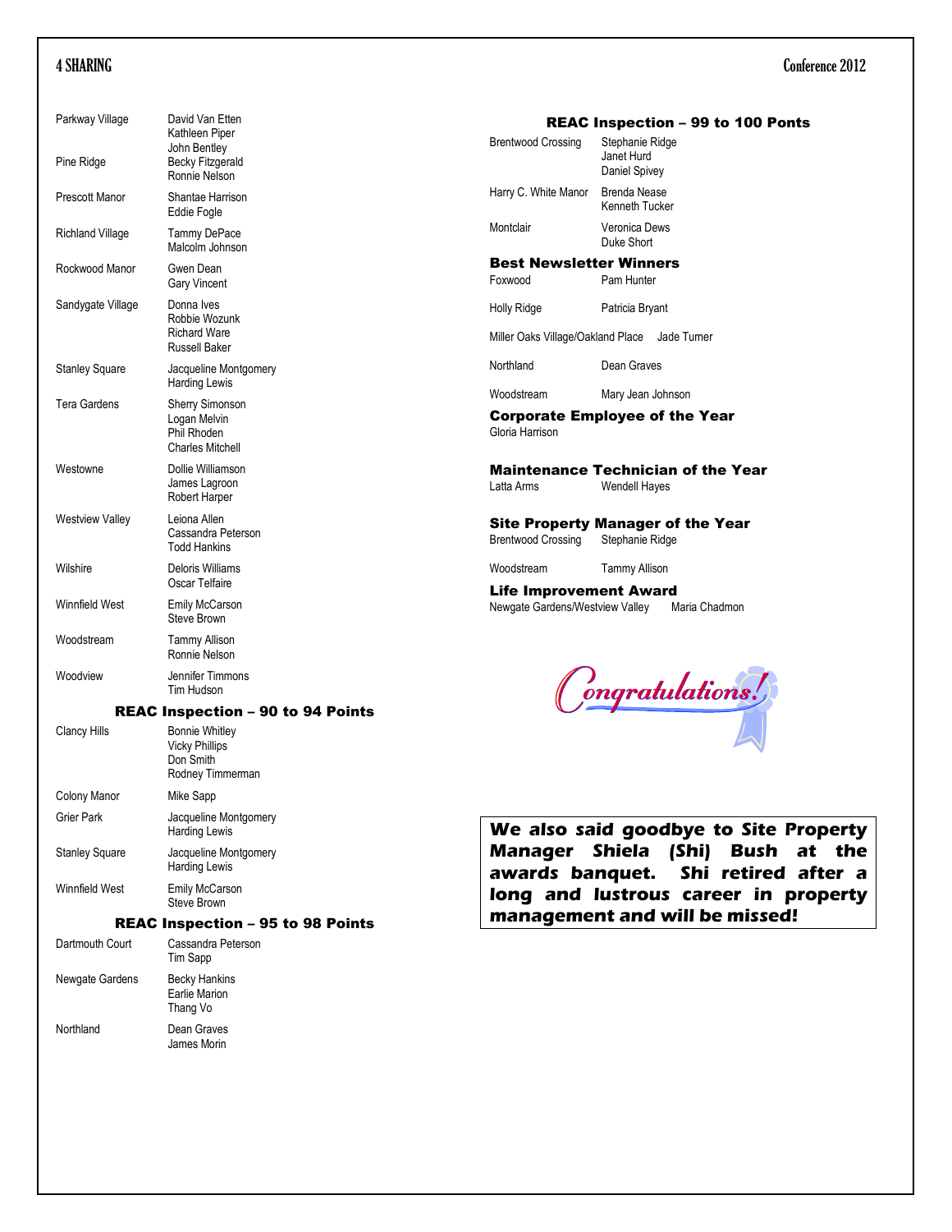| | |
|---|---|
| Parkway Village | David Van Etten<br>Kathleen Piper<br>John Bentley |
| Pine Ridge | Becky Fitzgerald<br>Ronnie Nelson |
| Prescott Manor | Shantae Harrison<br>Eddie Fogle |
| Richland Village | Tammy DePace<br>Malcolm Johnson |
| Rockwood Manor | Gwen Dean<br>Gary Vincent |
| Sandygate Village | Donna Ives<br>Robbie Wozunk<br>Richard Ware<br>Russell Baker |
| Stanley Square | Jacqueline Montgomery<br>Harding Lewis |
| Tera Gardens | Sherry Simonson<br>Logan Melvin<br>Phil Rhoden<br>Charles Mitchell |
| Westowne | Dollie Williamson<br>James Lagroon<br>Robert Harper |
| Westview Valley | Leiona Allen<br>Cassandra Peterson<br>Todd Hankins |
| Wilshire | Deloris Williams<br>Oscar Telfaire |
| Winnfield West | Emily McCarson<br>Steve Brown |
| Woodstream | Tammy Allison<br>Ronnie Nelson |
| Woodview | Jennifer Timmons<br>Tim Hudson |

### REAC Inspection – 90 to 94 Points

| | |
|---|---|
| Clancy Hills | Bonnie Whitley<br>Vicky Phillips<br>Don Smith<br>Rodney Timmerman |
| Colony Manor | Mike Sapp |
| Grier Park | Jacqueline Montgomery<br>Harding Lewis |
| Stanley Square | Jacqueline Montgomery<br>Harding Lewis |
| Winnfield West | Emily McCarson<br>Steve Brown |

### REAC Inspection – 95 to 98 Points

| | |
|---|---|
| Dartmouth Court | Cassandra Peterson<br>Tim Sapp |
| Newgate Gardens | Becky Hankins<br>Earlie Marion<br>Thang Vo |
| Northland | Dean Graves<br>James Morin |

### REAC Inspection – 99 to 100 Ponts

| | |
|---|---|
| Brentwood Crossing | Stephanie Ridge<br>Janet Hurd<br>Daniel Spivey |
| Harry C. White Manor | Brenda Nease<br>Kenneth Tucker |
| Montclair | Veronica Dews<br>Duke Short |

### Best Newsletter Winners

| | |
|---|---|
| Foxwood | Pam Hunter |
| Holly Ridge | Patricia Bryant |
| Miller Oaks Village/Oakland Place | Jade Turner |
| Northland | Dean Graves |
| Woodstream | Mary Jean Johnson |

### Corporate Employee of the Year

Gloria Harrison

### Maintenance Technician of the Year

Latta Arms — Wendell Hayes

### Site Property Manager of the Year

Brentwood Crossing — Stephanie Ridge

Woodstream — Tammy Allison

### Life Improvement Award

Newgate Gardens/Westview Valley — Maria Chadmon

*Congratulations!*

***We also said goodbye to Site Property Manager Shiela (Shi) Bush at the awards banquet. Shi retired after a long and lustrous career in property management and will be missed!***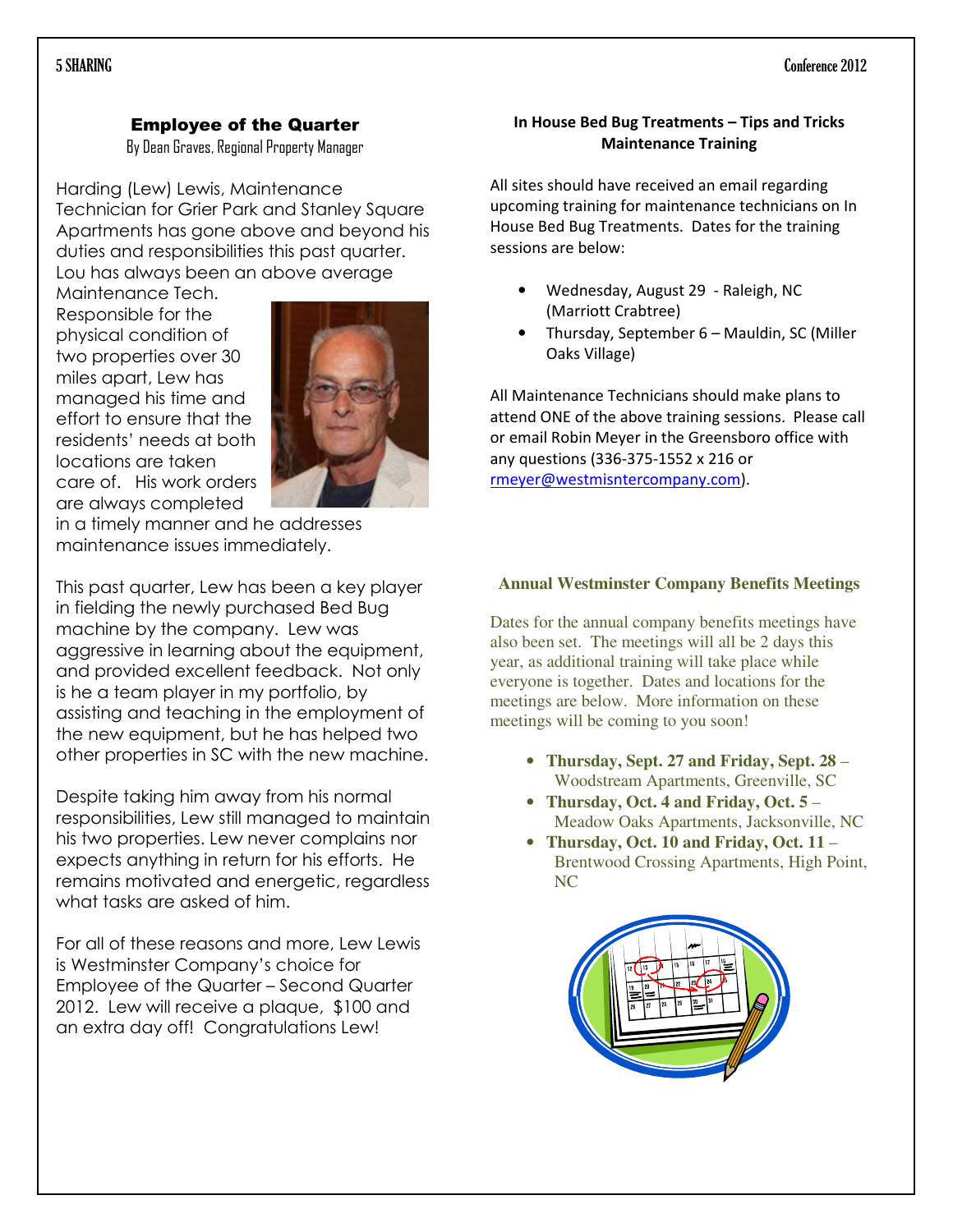## Employee of the Quarter

By Dean Graves, Regional Property Manager

Harding (Lew) Lewis, Maintenance Technician for Grier Park and Stanley Square Apartments has gone above and beyond his duties and responsibilities this past quarter. Lou has always been an above average Maintenance Tech. Responsible for the physical condition of two properties over 30 miles apart, Lew has managed his time and effort to ensure that the residents' needs at both locations are taken care of. His work orders are always completed in a timely manner and he addresses maintenance issues immediately.

This past quarter, Lew has been a key player in fielding the newly purchased Bed Bug machine by the company. Lew was aggressive in learning about the equipment, and provided excellent feedback. Not only is he a team player in my portfolio, by assisting and teaching in the employment of the new equipment, but he has helped two other properties in SC with the new machine.

Despite taking him away from his normal responsibilities, Lew still managed to maintain his two properties. Lew never complains nor expects anything in return for his efforts. He remains motivated and energetic, regardless what tasks are asked of him.

For all of these reasons and more, Lew Lewis is Westminster Company's choice for Employee of the Quarter – Second Quarter 2012. Lew will receive a plaque, $100 and an extra day off! Congratulations Lew!

## In House Bed Bug Treatments – Tips and Tricks Maintenance Training

All sites should have received an email regarding upcoming training for maintenance technicians on In House Bed Bug Treatments. Dates for the training sessions are below:

- Wednesday, August 29 - Raleigh, NC (Marriott Crabtree)
- Thursday, September 6 – Mauldin, SC (Miller Oaks Village)

All Maintenance Technicians should make plans to attend ONE of the above training sessions. Please call or email Robin Meyer in the Greensboro office with any questions (336-375-1552 x 216 or rmeyer@westmisntercompany.com).

## Annual Westminster Company Benefits Meetings

Dates for the annual company benefits meetings have also been set. The meetings will all be 2 days this year, as additional training will take place while everyone is together. Dates and locations for the meetings are below. More information on these meetings will be coming to you soon!

- **Thursday, Sept. 27 and Friday, Sept. 28** – Woodstream Apartments, Greenville, SC
- **Thursday, Oct. 4 and Friday, Oct. 5** – Meadow Oaks Apartments, Jacksonville, NC
- **Thursday, Oct. 10 and Friday, Oct. 11** – Brentwood Crossing Apartments, High Point, NC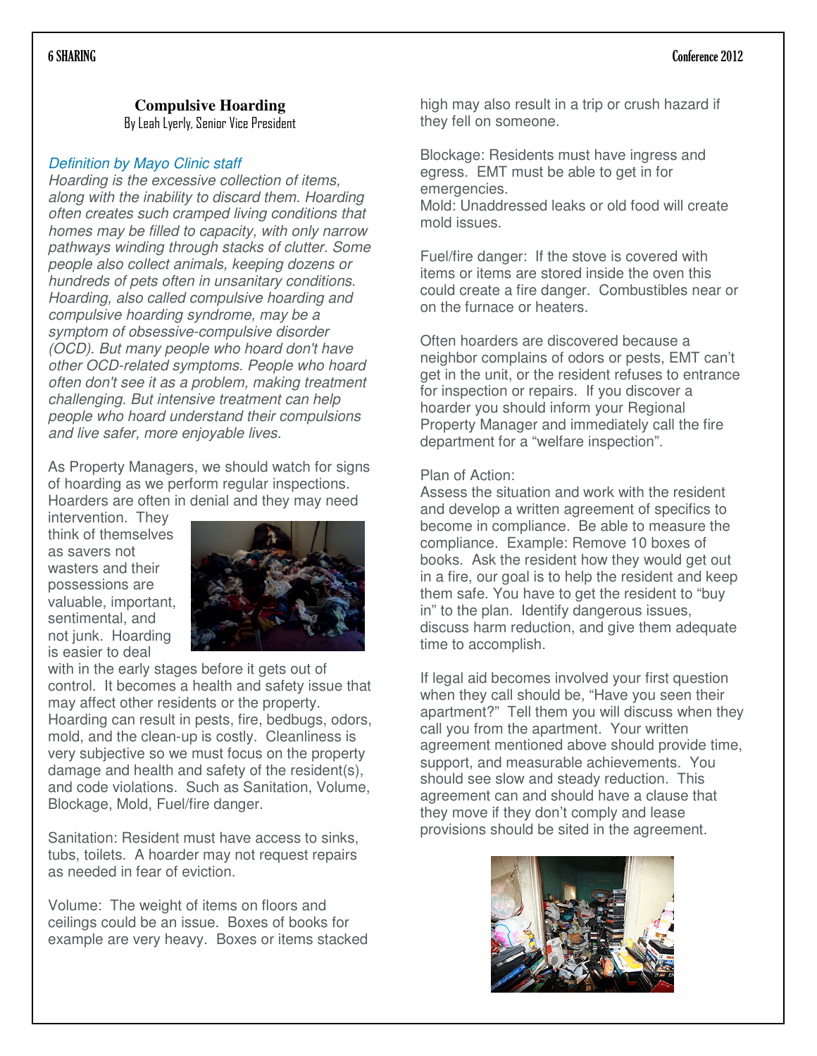## Compulsive Hoarding

By Leah Lyerly, Senior Vice President

*Definition by Mayo Clinic staff*

*Hoarding is the excessive collection of items, along with the inability to discard them. Hoarding often creates such cramped living conditions that homes may be filled to capacity, with only narrow pathways winding through stacks of clutter. Some people also collect animals, keeping dozens or hundreds of pets often in unsanitary conditions. Hoarding, also called compulsive hoarding and compulsive hoarding syndrome, may be a symptom of obsessive-compulsive disorder (OCD). But many people who hoard don't have other OCD-related symptoms. People who hoard often don't see it as a problem, making treatment challenging. But intensive treatment can help people who hoard understand their compulsions and live safer, more enjoyable lives.*

As Property Managers, we should watch for signs of hoarding as we perform regular inspections. Hoarders are often in denial and they may need intervention. They think of themselves as savers not wasters and their possessions are valuable, important, sentimental, and not junk. Hoarding is easier to deal with in the early stages before it gets out of control. It becomes a health and safety issue that may affect other residents or the property. Hoarding can result in pests, fire, bedbugs, odors, mold, and the clean-up is costly. Cleanliness is very subjective so we must focus on the property damage and health and safety of the resident(s), and code violations. Such as Sanitation, Volume, Blockage, Mold, Fuel/fire danger.

Sanitation: Resident must have access to sinks, tubs, toilets. A hoarder may not request repairs as needed in fear of eviction.

Volume: The weight of items on floors and ceilings could be an issue. Boxes of books for example are very heavy. Boxes or items stacked high may also result in a trip or crush hazard if they fell on someone.

Blockage: Residents must have ingress and egress. EMT must be able to get in for emergencies.
Mold: Unaddressed leaks or old food will create mold issues.

Fuel/fire danger: If the stove is covered with items or items are stored inside the oven this could create a fire danger. Combustibles near or on the furnace or heaters.

Often hoarders are discovered because a neighbor complains of odors or pests, EMT can't get in the unit, or the resident refuses to entrance for inspection or repairs. If you discover a hoarder you should inform your Regional Property Manager and immediately call the fire department for a "welfare inspection".

Plan of Action:
Assess the situation and work with the resident and develop a written agreement of specifics to become in compliance. Be able to measure the compliance. Example: Remove 10 boxes of books. Ask the resident how they would get out in a fire, our goal is to help the resident and keep them safe. You have to get the resident to "buy in" to the plan. Identify dangerous issues, discuss harm reduction, and give them adequate time to accomplish.

If legal aid becomes involved your first question when they call should be, "Have you seen their apartment?" Tell them you will discuss when they call you from the apartment. Your written agreement mentioned above should provide time, support, and measurable achievements. You should see slow and steady reduction. This agreement can and should have a clause that they move if they don't comply and lease provisions should be sited in the agreement.